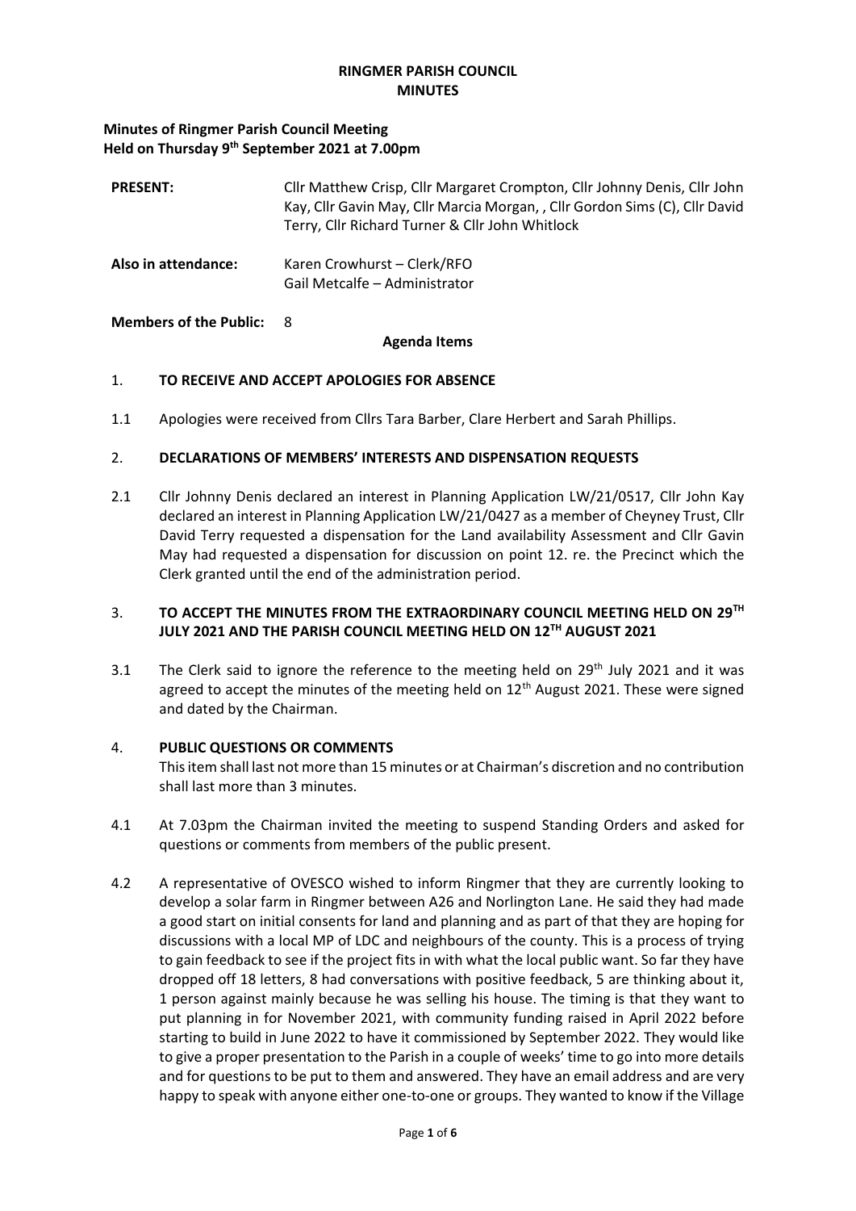# RINGMER PARISH COUNCIL
## MINUTES

**Minutes of Ringmer Parish Council Meeting**
**Held on Thursday 9th September 2021 at 7.00pm**

**PRESENT:** Cllr Matthew Crisp, Cllr Margaret Crompton, Cllr Johnny Denis, Cllr John Kay, Cllr Gavin May, Cllr Marcia Morgan, , Cllr Gordon Sims (C), Cllr David Terry, Cllr Richard Turner & Cllr John Whitlock

**Also in attendance:** Karen Crowhurst – Clerk/RFO
Gail Metcalfe – Administrator

**Members of the Public:** 8

**Agenda Items**

1. **TO RECEIVE AND ACCEPT APOLOGIES FOR ABSENCE**

1.1 Apologies were received from Cllrs Tara Barber, Clare Herbert and Sarah Phillips.

2. **DECLARATIONS OF MEMBERS' INTERESTS AND DISPENSATION REQUESTS**

2.1 Cllr Johnny Denis declared an interest in Planning Application LW/21/0517, Cllr John Kay declared an interest in Planning Application LW/21/0427 as a member of Cheyney Trust, Cllr David Terry requested a dispensation for the Land availability Assessment and Cllr Gavin May had requested a dispensation for discussion on point 12. re. the Precinct which the Clerk granted until the end of the administration period.

3. **TO ACCEPT THE MINUTES FROM THE EXTRAORDINARY COUNCIL MEETING HELD ON 29TH JULY 2021 AND THE PARISH COUNCIL MEETING HELD ON 12TH AUGUST 2021**

3.1 The Clerk said to ignore the reference to the meeting held on 29th July 2021 and it was agreed to accept the minutes of the meeting held on 12th August 2021. These were signed and dated by the Chairman.

4. **PUBLIC QUESTIONS OR COMMENTS**
This item shall last not more than 15 minutes or at Chairman's discretion and no contribution shall last more than 3 minutes.

4.1 At 7.03pm the Chairman invited the meeting to suspend Standing Orders and asked for questions or comments from members of the public present.

4.2 A representative of OVESCO wished to inform Ringmer that they are currently looking to develop a solar farm in Ringmer between A26 and Norlington Lane. He said they had made a good start on initial consents for land and planning and as part of that they are hoping for discussions with a local MP of LDC and neighbours of the county. This is a process of trying to gain feedback to see if the project fits in with what the local public want. So far they have dropped off 18 letters, 8 had conversations with positive feedback, 5 are thinking about it, 1 person against mainly because he was selling his house. The timing is that they want to put planning in for November 2021, with community funding raised in April 2022 before starting to build in June 2022 to have it commissioned by September 2022. They would like to give a proper presentation to the Parish in a couple of weeks' time to go into more details and for questions to be put to them and answered. They have an email address and are very happy to speak with anyone either one-to-one or groups. They wanted to know if the Village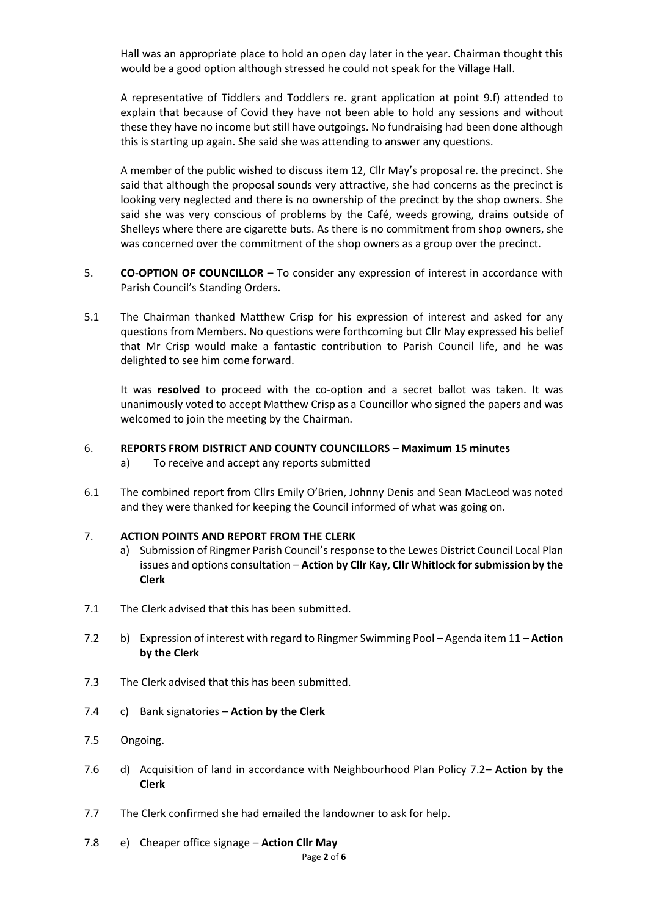Hall was an appropriate place to hold an open day later in the year. Chairman thought this would be a good option although stressed he could not speak for the Village Hall.

A representative of Tiddlers and Toddlers re. grant application at point 9.f) attended to explain that because of Covid they have not been able to hold any sessions and without these they have no income but still have outgoings. No fundraising had been done although this is starting up again. She said she was attending to answer any questions.

A member of the public wished to discuss item 12, Cllr May's proposal re. the precinct. She said that although the proposal sounds very attractive, she had concerns as the precinct is looking very neglected and there is no ownership of the precinct by the shop owners. She said she was very conscious of problems by the Café, weeds growing, drains outside of Shelleys where there are cigarette buts. As there is no commitment from shop owners, she was concerned over the commitment of the shop owners as a group over the precinct.

5. **CO-OPTION OF COUNCILLOR –** To consider any expression of interest in accordance with Parish Council's Standing Orders.

5.1 The Chairman thanked Matthew Crisp for his expression of interest and asked for any questions from Members. No questions were forthcoming but Cllr May expressed his belief that Mr Crisp would make a fantastic contribution to Parish Council life, and he was delighted to see him come forward.

It was **resolved** to proceed with the co-option and a secret ballot was taken. It was unanimously voted to accept Matthew Crisp as a Councillor who signed the papers and was welcomed to join the meeting by the Chairman.

6. **REPORTS FROM DISTRICT AND COUNTY COUNCILLORS – Maximum 15 minutes**
   a) To receive and accept any reports submitted

6.1 The combined report from Cllrs Emily O'Brien, Johnny Denis and Sean MacLeod was noted and they were thanked for keeping the Council informed of what was going on.

7. **ACTION POINTS AND REPORT FROM THE CLERK**
   a) Submission of Ringmer Parish Council's response to the Lewes District Council Local Plan issues and options consultation – **Action by Cllr Kay, Cllr Whitlock for submission by the Clerk**

7.1 The Clerk advised that this has been submitted.

7.2 b) Expression of interest with regard to Ringmer Swimming Pool – Agenda item 11 – **Action by the Clerk**

7.3 The Clerk advised that this has been submitted.

7.4 c) Bank signatories – **Action by the Clerk**

7.5 Ongoing.

7.6 d) Acquisition of land in accordance with Neighbourhood Plan Policy 7.2– **Action by the Clerk**

7.7 The Clerk confirmed she had emailed the landowner to ask for help.

7.8 e) Cheaper office signage – **Action Cllr May**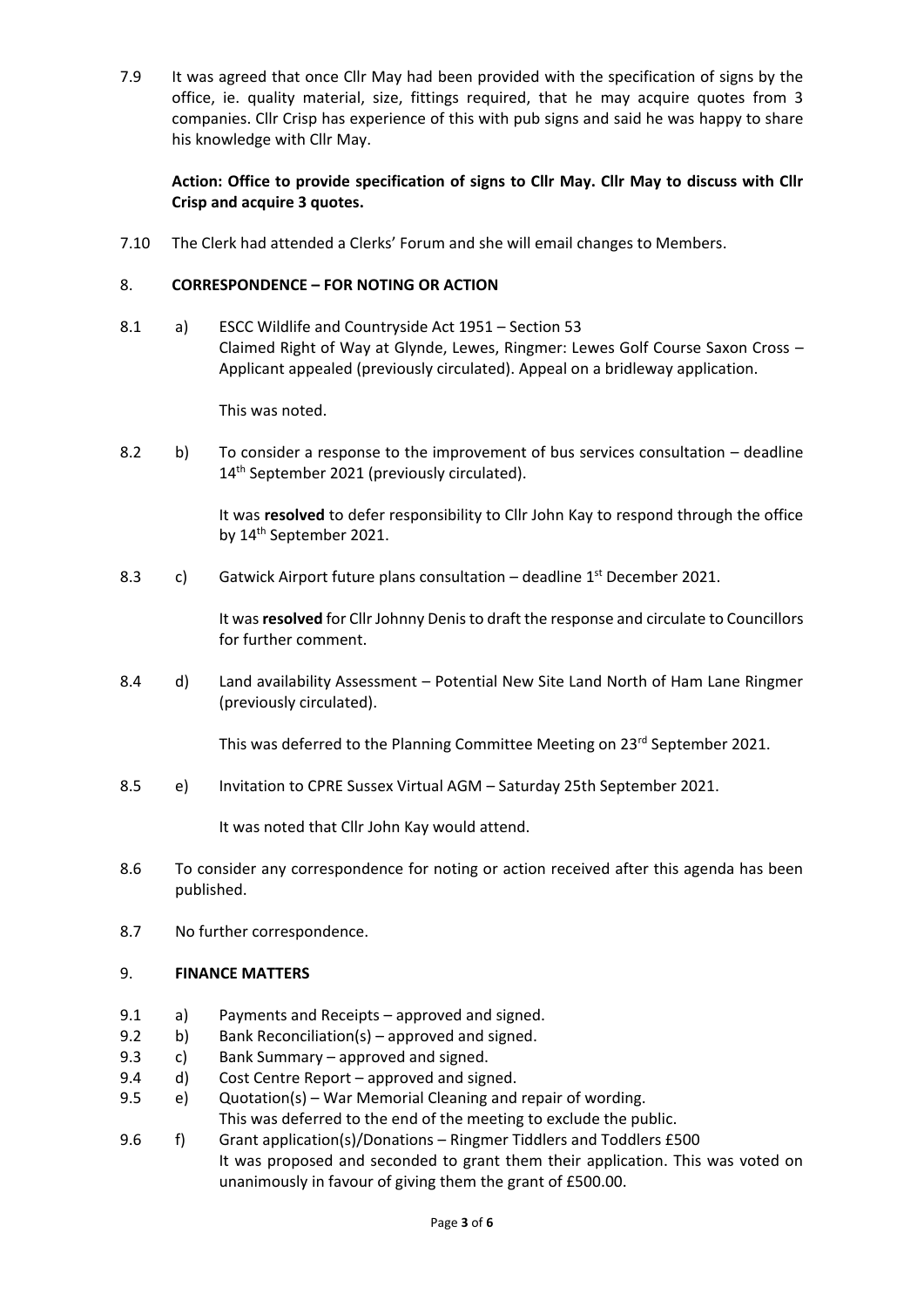7.9 It was agreed that once Cllr May had been provided with the specification of signs by the office, ie. quality material, size, fittings required, that he may acquire quotes from 3 companies. Cllr Crisp has experience of this with pub signs and said he was happy to share his knowledge with Cllr May.

**Action: Office to provide specification of signs to Cllr May. Cllr May to discuss with Cllr Crisp and acquire 3 quotes.**

7.10 The Clerk had attended a Clerks' Forum and she will email changes to Members.

## 8. CORRESPONDENCE – FOR NOTING OR ACTION

8.1 a) ESCC Wildlife and Countryside Act 1951 – Section 53
Claimed Right of Way at Glynde, Lewes, Ringmer: Lewes Golf Course Saxon Cross – Applicant appealed (previously circulated). Appeal on a bridleway application.

This was noted.

8.2 b) To consider a response to the improvement of bus services consultation – deadline 14th September 2021 (previously circulated).

It was **resolved** to defer responsibility to Cllr John Kay to respond through the office by 14th September 2021.

8.3 c) Gatwick Airport future plans consultation – deadline 1st December 2021.

It was **resolved** for Cllr Johnny Denis to draft the response and circulate to Councillors for further comment.

8.4 d) Land availability Assessment – Potential New Site Land North of Ham Lane Ringmer (previously circulated).

This was deferred to the Planning Committee Meeting on 23rd September 2021.

8.5 e) Invitation to CPRE Sussex Virtual AGM – Saturday 25th September 2021.

It was noted that Cllr John Kay would attend.

8.6 To consider any correspondence for noting or action received after this agenda has been published.

8.7 No further correspondence.

## 9. FINANCE MATTERS

9.1 a) Payments and Receipts – approved and signed.
9.2 b) Bank Reconciliation(s) – approved and signed.
9.3 c) Bank Summary – approved and signed.
9.4 d) Cost Centre Report – approved and signed.
9.5 e) Quotation(s) – War Memorial Cleaning and repair of wording.
This was deferred to the end of the meeting to exclude the public.
9.6 f) Grant application(s)/Donations – Ringmer Tiddlers and Toddlers £500
It was proposed and seconded to grant them their application. This was voted on unanimously in favour of giving them the grant of £500.00.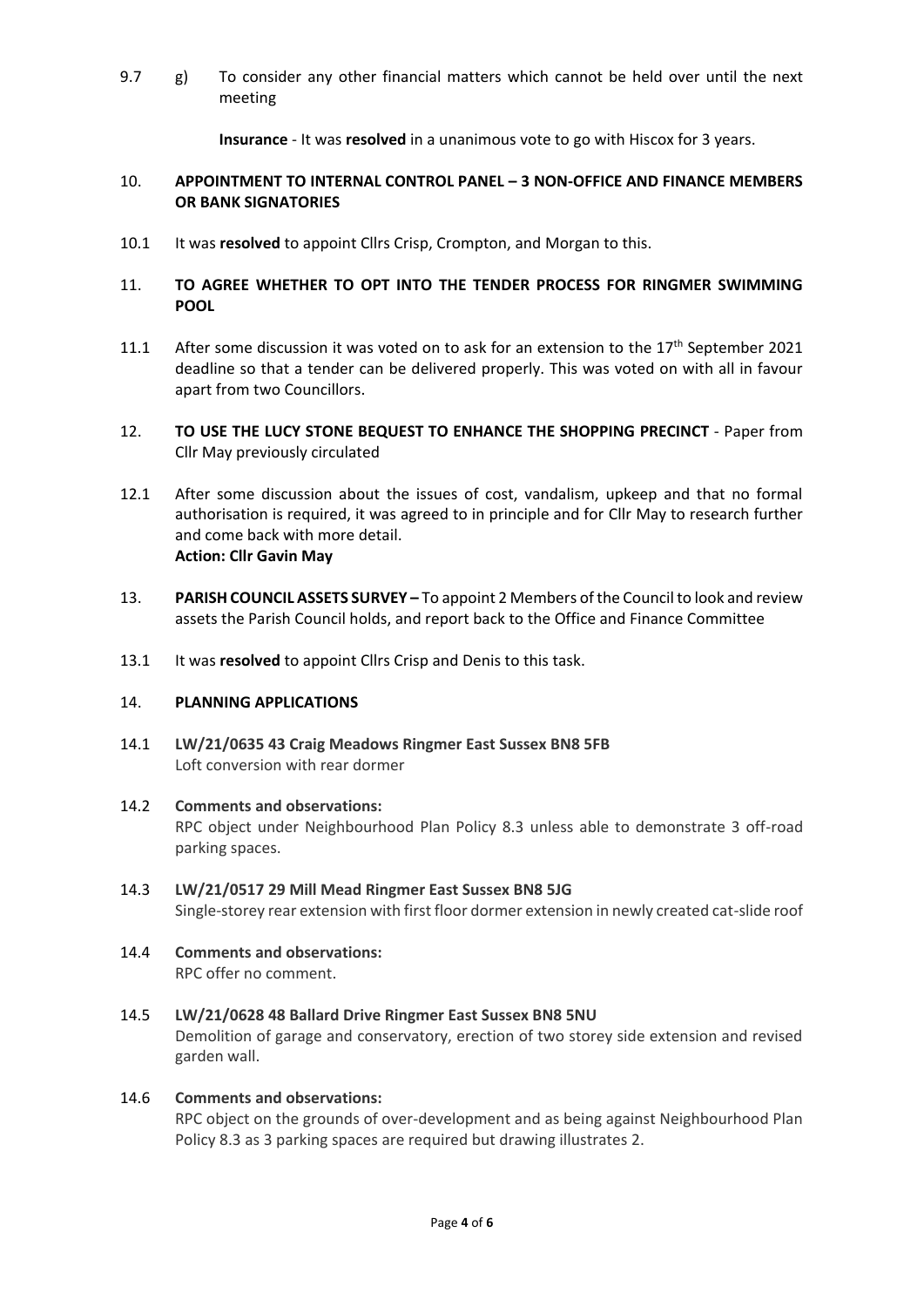9.7 g) To consider any other financial matters which cannot be held over until the next meeting

**Insurance** - It was **resolved** in a unanimous vote to go with Hiscox for 3 years.

## 10. APPOINTMENT TO INTERNAL CONTROL PANEL – 3 NON-OFFICE AND FINANCE MEMBERS OR BANK SIGNATORIES

10.1 It was **resolved** to appoint Cllrs Crisp, Crompton, and Morgan to this.

## 11. TO AGREE WHETHER TO OPT INTO THE TENDER PROCESS FOR RINGMER SWIMMING POOL

11.1 After some discussion it was voted on to ask for an extension to the 17th September 2021 deadline so that a tender can be delivered properly. This was voted on with all in favour apart from two Councillors.

## 12. TO USE THE LUCY STONE BEQUEST TO ENHANCE THE SHOPPING PRECINCT - Paper from Cllr May previously circulated

12.1 After some discussion about the issues of cost, vandalism, upkeep and that no formal authorisation is required, it was agreed to in principle and for Cllr May to research further and come back with more detail.
**Action: Cllr Gavin May**

## 13. PARISH COUNCIL ASSETS SURVEY – To appoint 2 Members of the Council to look and review assets the Parish Council holds, and report back to the Office and Finance Committee

13.1 It was **resolved** to appoint Cllrs Crisp and Denis to this task.

## 14. PLANNING APPLICATIONS

14.1 **LW/21/0635 43 Craig Meadows Ringmer East Sussex BN8 5FB**
Loft conversion with rear dormer

14.2 **Comments and observations:**
RPC object under Neighbourhood Plan Policy 8.3 unless able to demonstrate 3 off-road parking spaces.

14.3 **LW/21/0517 29 Mill Mead Ringmer East Sussex BN8 5JG**
Single-storey rear extension with first floor dormer extension in newly created cat-slide roof

14.4 **Comments and observations:**
RPC offer no comment.

14.5 **LW/21/0628 48 Ballard Drive Ringmer East Sussex BN8 5NU**
Demolition of garage and conservatory, erection of two storey side extension and revised garden wall.

14.6 **Comments and observations:**
RPC object on the grounds of over-development and as being against Neighbourhood Plan Policy 8.3 as 3 parking spaces are required but drawing illustrates 2.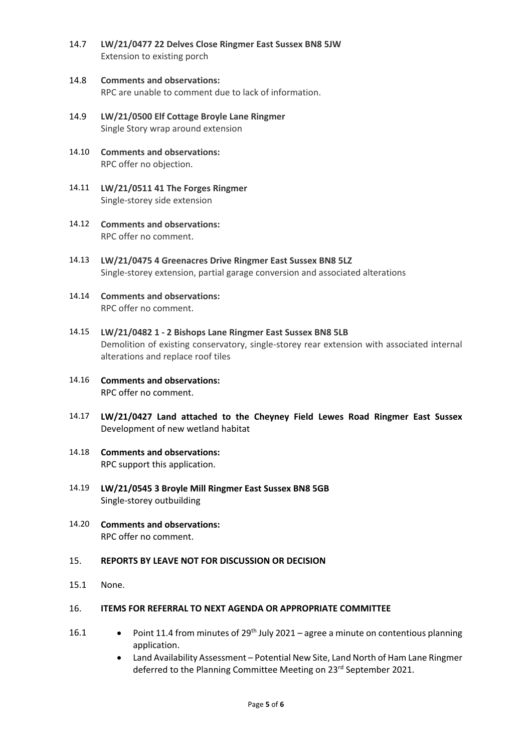14.7 **LW/21/0477 22 Delves Close Ringmer East Sussex BN8 5JW**
Extension to existing porch

14.8 **Comments and observations:**
RPC are unable to comment due to lack of information.

14.9 **LW/21/0500 Elf Cottage Broyle Lane Ringmer**
Single Story wrap around extension

14.10 **Comments and observations:**
RPC offer no objection.

14.11 **LW/21/0511 41 The Forges Ringmer**
Single-storey side extension

14.12 **Comments and observations:**
RPC offer no comment.

14.13 **LW/21/0475 4 Greenacres Drive Ringmer East Sussex BN8 5LZ**
Single-storey extension, partial garage conversion and associated alterations

14.14 **Comments and observations:**
RPC offer no comment.

14.15 **LW/21/0482 1 - 2 Bishops Lane Ringmer East Sussex BN8 5LB**
Demolition of existing conservatory, single-storey rear extension with associated internal alterations and replace roof tiles

14.16 **Comments and observations:**
RPC offer no comment.

14.17 **LW/21/0427 Land attached to the Cheyney Field Lewes Road Ringmer East Sussex**
Development of new wetland habitat

14.18 **Comments and observations:**
RPC support this application.

14.19 **LW/21/0545 3 Broyle Mill Ringmer East Sussex BN8 5GB**
Single-storey outbuilding

14.20 **Comments and observations:**
RPC offer no comment.

## 15. REPORTS BY LEAVE NOT FOR DISCUSSION OR DECISION

15.1 None.

## 16. ITEMS FOR REFERRAL TO NEXT AGENDA OR APPROPRIATE COMMITTEE

16.1

- Point 11.4 from minutes of 29th July 2021 – agree a minute on contentious planning application.
- Land Availability Assessment – Potential New Site, Land North of Ham Lane Ringmer deferred to the Planning Committee Meeting on 23rd September 2021.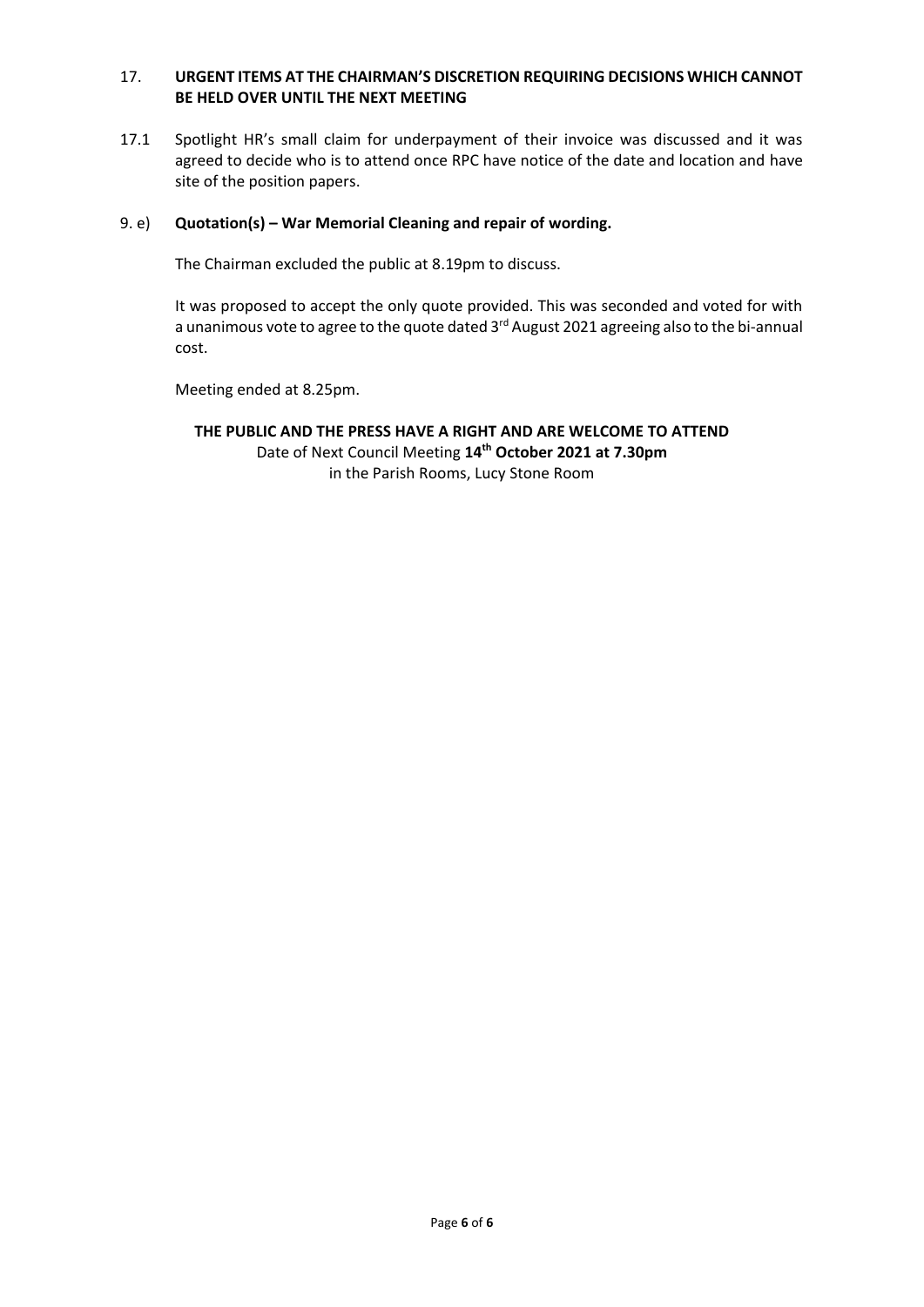17. **URGENT ITEMS AT THE CHAIRMAN'S DISCRETION REQUIRING DECISIONS WHICH CANNOT BE HELD OVER UNTIL THE NEXT MEETING**

17.1 Spotlight HR's small claim for underpayment of their invoice was discussed and it was agreed to decide who is to attend once RPC have notice of the date and location and have site of the position papers.

9. e) **Quotation(s) – War Memorial Cleaning and repair of wording.**

The Chairman excluded the public at 8.19pm to discuss.

It was proposed to accept the only quote provided. This was seconded and voted for with a unanimous vote to agree to the quote dated 3rd August 2021 agreeing also to the bi-annual cost.

Meeting ended at 8.25pm.

**THE PUBLIC AND THE PRESS HAVE A RIGHT AND ARE WELCOME TO ATTEND**
Date of Next Council Meeting **14th October 2021 at 7.30pm**
in the Parish Rooms, Lucy Stone Room